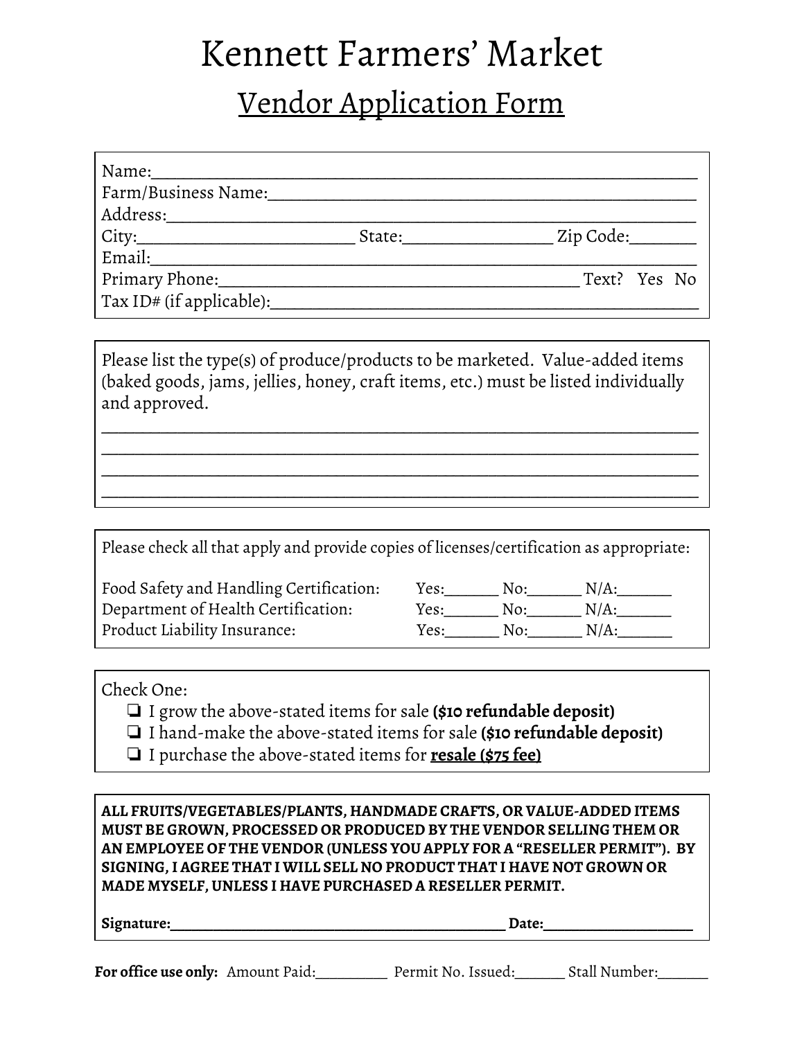# Kennett Farmers' Market

## Vendor Application Form

Name:______________________________________________________________
Farm/Business Name:_______________________________________________
Address:____________________________________________________________
City:_______________________ State:________________ Zip Code:_______
Email:______________________________________________________________
Primary Phone:_______________________________________ Text? Yes No
Tax ID# (if applicable):_________________________________________

Please list the type(s) of produce/products to be marketed. Value-added items (baked goods, jams, jellies, honey, craft items, etc.) must be listed individually and approved.

______________________________________________________________________
______________________________________________________________________
______________________________________________________________________
______________________________________________________________________

Please check all that apply and provide copies of licenses/certification as appropriate:

| | | | |
|---|---|---|---|
| Food Safety and Handling Certification: | Yes:_______ | No:_______ | N/A:_______ |
| Department of Health Certification: | Yes:_______ | No:_______ | N/A:_______ |
| Product Liability Insurance: | Yes:_______ | No:_______ | N/A:_______ |

Check One:

- ❏ I grow the above-stated items for sale **($10 refundable deposit)**
- ❏ I hand-make the above-stated items for sale **($10 refundable deposit)**
- ❏ I purchase the above-stated items for **resale ($75 fee)**

**ALL FRUITS/VEGETABLES/PLANTS, HANDMADE CRAFTS, OR VALUE-ADDED ITEMS MUST BE GROWN, PROCESSED OR PRODUCED BY THE VENDOR SELLING THEM OR AN EMPLOYEE OF THE VENDOR (UNLESS YOU APPLY FOR A "RESELLER PERMIT"). BY SIGNING, I AGREE THAT I WILL SELL NO PRODUCT THAT I HAVE NOT GROWN OR MADE MYSELF, UNLESS I HAVE PURCHASED A RESELLER PERMIT.**

**Signature:_____________________________________________ Date:___________________**

**For office use only:** Amount Paid:__________ Permit No. Issued:_______ Stall Number:_______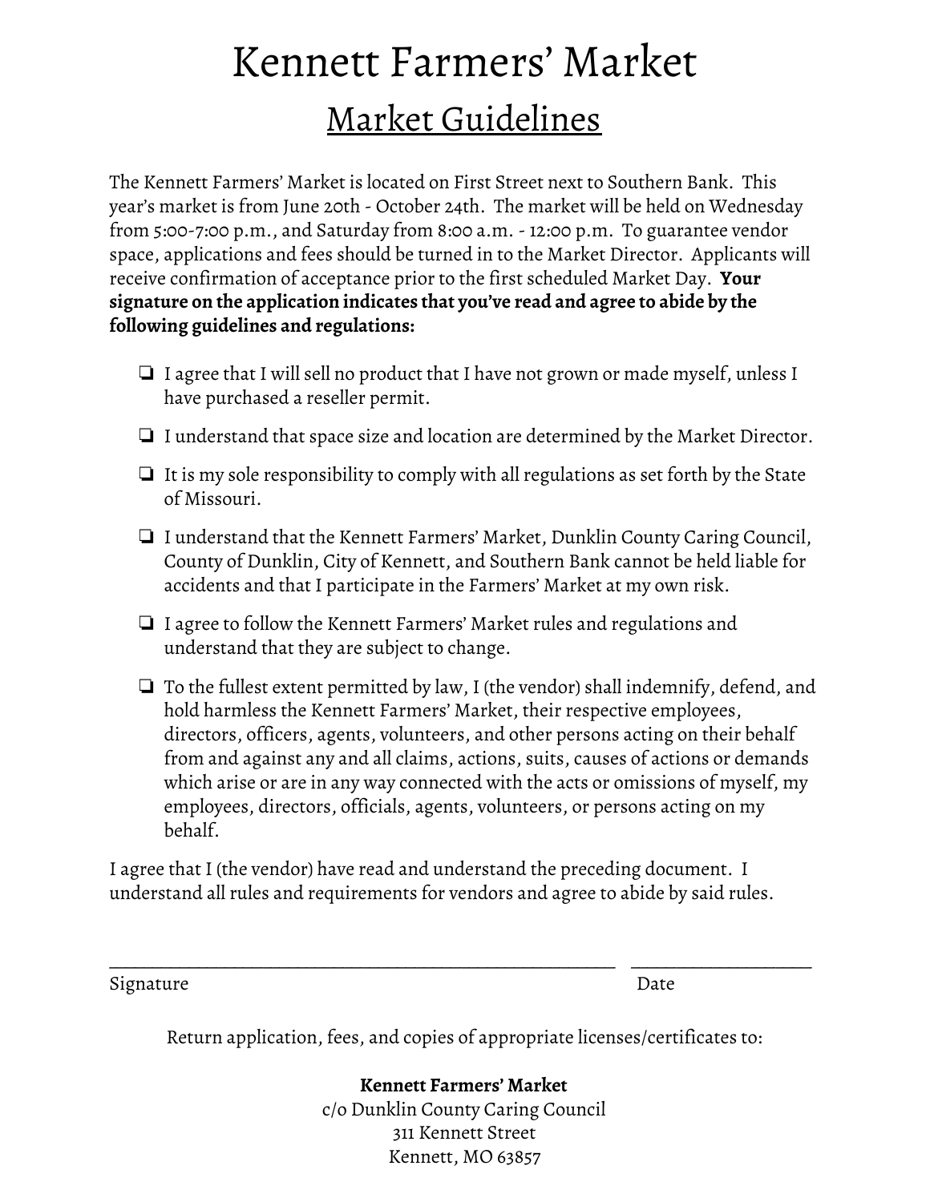# Kennett Farmers' Market

## Market Guidelines

The Kennett Farmers' Market is located on First Street next to Southern Bank. This year's market is from June 20th - October 24th. The market will be held on Wednesday from 5:00-7:00 p.m., and Saturday from 8:00 a.m. - 12:00 p.m. To guarantee vendor space, applications and fees should be turned in to the Market Director. Applicants will receive confirmation of acceptance prior to the first scheduled Market Day. **Your signature on the application indicates that you've read and agree to abide by the following guidelines and regulations:**

- ❏ I agree that I will sell no product that I have not grown or made myself, unless I have purchased a reseller permit.
- ❏ I understand that space size and location are determined by the Market Director.
- ❏ It is my sole responsibility to comply with all regulations as set forth by the State of Missouri.
- ❏ I understand that the Kennett Farmers' Market, Dunklin County Caring Council, County of Dunklin, City of Kennett, and Southern Bank cannot be held liable for accidents and that I participate in the Farmers' Market at my own risk.
- ❏ I agree to follow the Kennett Farmers' Market rules and regulations and understand that they are subject to change.
- ❏ To the fullest extent permitted by law, I (the vendor) shall indemnify, defend, and hold harmless the Kennett Farmers' Market, their respective employees, directors, officers, agents, volunteers, and other persons acting on their behalf from and against any and all claims, actions, suits, causes of actions or demands which arise or are in any way connected with the acts or omissions of myself, my employees, directors, officials, agents, volunteers, or persons acting on my behalf.

I agree that I (the vendor) have read and understand the preceding document. I understand all rules and requirements for vendors and agree to abide by said rules.

_______________________________________________________ ____________________

Signature Date

Return application, fees, and copies of appropriate licenses/certificates to:

**Kennett Farmers' Market**
c/o Dunklin County Caring Council
311 Kennett Street
Kennett, MO 63857